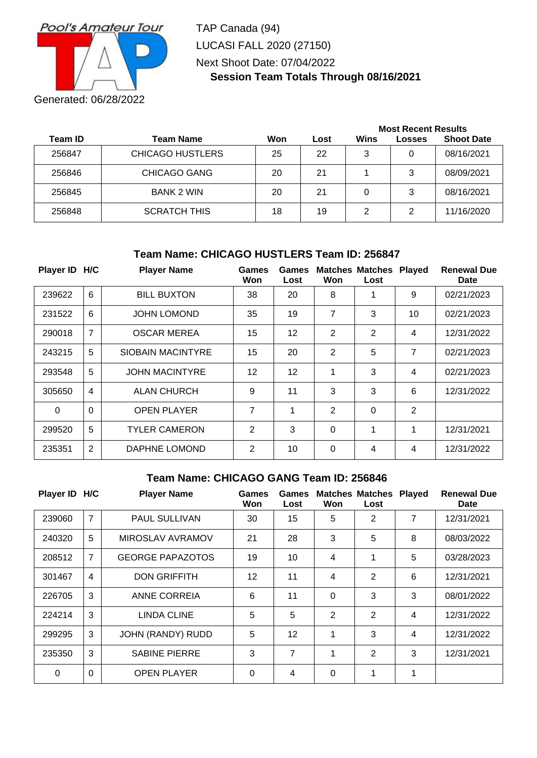TAP Canada (94)

LUCASI FALL 2020 (27150)

Next Shoot Date: 07/04/2022

**Session Team Totals Through 08/16/2021**

Generated: 06/28/2022

| Team ID | Team Name | Won | Lost | Most Recent Results | | |
|---|---|---|---|---|---|---|
| | | | | Wins | Losses | Shoot Date |
| 256847 | CHICAGO HUSTLERS | 25 | 22 | 3 | 0 | 08/16/2021 |
| 256846 | CHICAGO GANG | 20 | 21 | 1 | 3 | 08/09/2021 |
| 256845 | BANK 2 WIN | 20 | 21 | 0 | 3 | 08/16/2021 |
| 256848 | SCRATCH THIS | 18 | 19 | 2 | 2 | 11/16/2020 |

### Team Name: CHICAGO HUSTLERS Team ID: 256847

| Player ID | H/C | Player Name | Games Won | Games Lost | Matches Won | Matches Lost | Played | Renewal Due Date |
|---|---|---|---|---|---|---|---|---|
| 239622 | 6 | BILL BUXTON | 38 | 20 | 8 | 1 | 9 | 02/21/2023 |
| 231522 | 6 | JOHN LOMOND | 35 | 19 | 7 | 3 | 10 | 02/21/2023 |
| 290018 | 7 | OSCAR MEREA | 15 | 12 | 2 | 2 | 4 | 12/31/2022 |
| 243215 | 5 | SIOBAIN MACINTYRE | 15 | 20 | 2 | 5 | 7 | 02/21/2023 |
| 293548 | 5 | JOHN MACINTYRE | 12 | 12 | 1 | 3 | 4 | 02/21/2023 |
| 305650 | 4 | ALAN CHURCH | 9 | 11 | 3 | 3 | 6 | 12/31/2022 |
| 0 | 0 | OPEN PLAYER | 7 | 1 | 2 | 0 | 2 | |
| 299520 | 5 | TYLER CAMERON | 2 | 3 | 0 | 1 | 1 | 12/31/2021 |
| 235351 | 2 | DAPHNE LOMOND | 2 | 10 | 0 | 4 | 4 | 12/31/2022 |

### Team Name: CHICAGO GANG Team ID: 256846

| Player ID | H/C | Player Name | Games Won | Games Lost | Matches Won | Matches Lost | Played | Renewal Due Date |
|---|---|---|---|---|---|---|---|---|
| 239060 | 7 | PAUL SULLIVAN | 30 | 15 | 5 | 2 | 7 | 12/31/2021 |
| 240320 | 5 | MIROSLAV AVRAMOV | 21 | 28 | 3 | 5 | 8 | 08/03/2022 |
| 208512 | 7 | GEORGE PAPAZOTOS | 19 | 10 | 4 | 1 | 5 | 03/28/2023 |
| 301467 | 4 | DON GRIFFITH | 12 | 11 | 4 | 2 | 6 | 12/31/2021 |
| 226705 | 3 | ANNE CORREIA | 6 | 11 | 0 | 3 | 3 | 08/01/2022 |
| 224214 | 3 | LINDA CLINE | 5 | 5 | 2 | 2 | 4 | 12/31/2022 |
| 299295 | 3 | JOHN (RANDY) RUDD | 5 | 12 | 1 | 3 | 4 | 12/31/2022 |
| 235350 | 3 | SABINE PIERRE | 3 | 7 | 1 | 2 | 3 | 12/31/2021 |
| 0 | 0 | OPEN PLAYER | 0 | 4 | 0 | 1 | 1 | |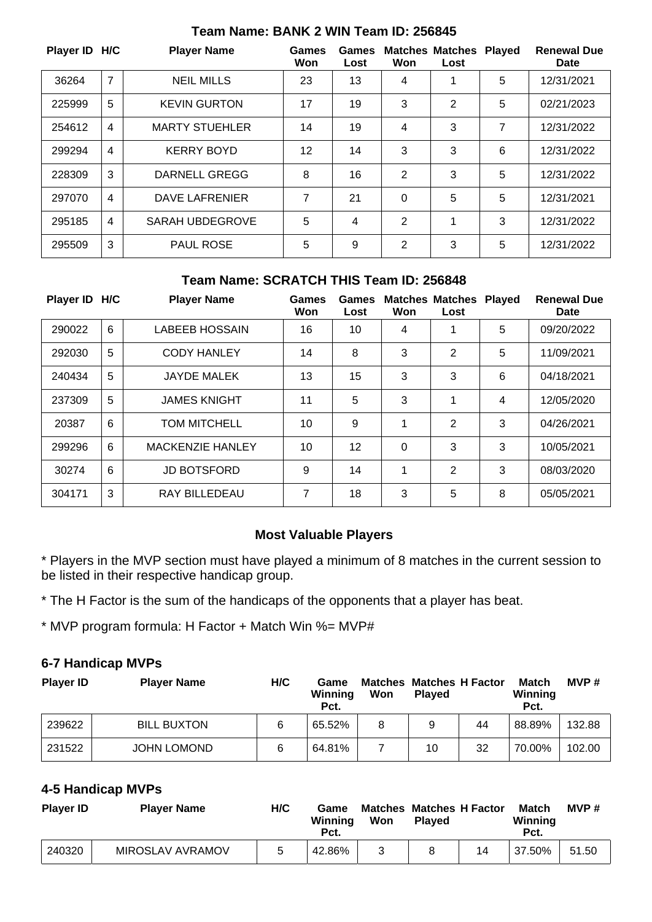### Team Name: BANK 2 WIN Team ID: 256845

| Player ID | H/C | Player Name | Games Won | Games Lost | Matches Won | Matches Lost | Played | Renewal Due Date |
|---|---|---|---|---|---|---|---|---|
| 36264 | 7 | NEIL MILLS | 23 | 13 | 4 | 1 | 5 | 12/31/2021 |
| 225999 | 5 | KEVIN GURTON | 17 | 19 | 3 | 2 | 5 | 02/21/2023 |
| 254612 | 4 | MARTY STUEHLER | 14 | 19 | 4 | 3 | 7 | 12/31/2022 |
| 299294 | 4 | KERRY BOYD | 12 | 14 | 3 | 3 | 6 | 12/31/2022 |
| 228309 | 3 | DARNELL GREGG | 8 | 16 | 2 | 3 | 5 | 12/31/2022 |
| 297070 | 4 | DAVE LAFRENIER | 7 | 21 | 0 | 5 | 5 | 12/31/2021 |
| 295185 | 4 | SARAH UBDEGROVE | 5 | 4 | 2 | 1 | 3 | 12/31/2022 |
| 295509 | 3 | PAUL ROSE | 5 | 9 | 2 | 3 | 5 | 12/31/2022 |

### Team Name: SCRATCH THIS Team ID: 256848

| Player ID | H/C | Player Name | Games Won | Games Lost | Matches Won | Matches Lost | Played | Renewal Due Date |
|---|---|---|---|---|---|---|---|---|
| 290022 | 6 | LABEEB HOSSAIN | 16 | 10 | 4 | 1 | 5 | 09/20/2022 |
| 292030 | 5 | CODY HANLEY | 14 | 8 | 3 | 2 | 5 | 11/09/2021 |
| 240434 | 5 | JAYDE MALEK | 13 | 15 | 3 | 3 | 6 | 04/18/2021 |
| 237309 | 5 | JAMES KNIGHT | 11 | 5 | 3 | 1 | 4 | 12/05/2020 |
| 20387 | 6 | TOM MITCHELL | 10 | 9 | 1 | 2 | 3 | 04/26/2021 |
| 299296 | 6 | MACKENZIE HANLEY | 10 | 12 | 0 | 3 | 3 | 10/05/2021 |
| 30274 | 6 | JD BOTSFORD | 9 | 14 | 1 | 2 | 3 | 08/03/2020 |
| 304171 | 3 | RAY BILLEDEAU | 7 | 18 | 3 | 5 | 8 | 05/05/2021 |

### Most Valuable Players

* Players in the MVP section must have played a minimum of 8 matches in the current session to be listed in their respective handicap group.

* The H Factor is the sum of the handicaps of the opponents that a player has beat.

* MVP program formula: H Factor + Match Win %= MVP#

### 6-7 Handicap MVPs

| Player ID | Player Name | H/C | Game Winning Pct. | Matches Won | Matches Played | H Factor | Match Winning Pct. | MVP # |
|---|---|---|---|---|---|---|---|---|
| 239622 | BILL BUXTON | 6 | 65.52% | 8 | 9 | 44 | 88.89% | 132.88 |
| 231522 | JOHN LOMOND | 6 | 64.81% | 7 | 10 | 32 | 70.00% | 102.00 |

### 4-5 Handicap MVPs

| Player ID | Player Name | H/C | Game Winning Pct. | Matches Won | Matches Played | H Factor | Match Winning Pct. | MVP # |
|---|---|---|---|---|---|---|---|---|
| 240320 | MIROSLAV AVRAMOV | 5 | 42.86% | 3 | 8 | 14 | 37.50% | 51.50 |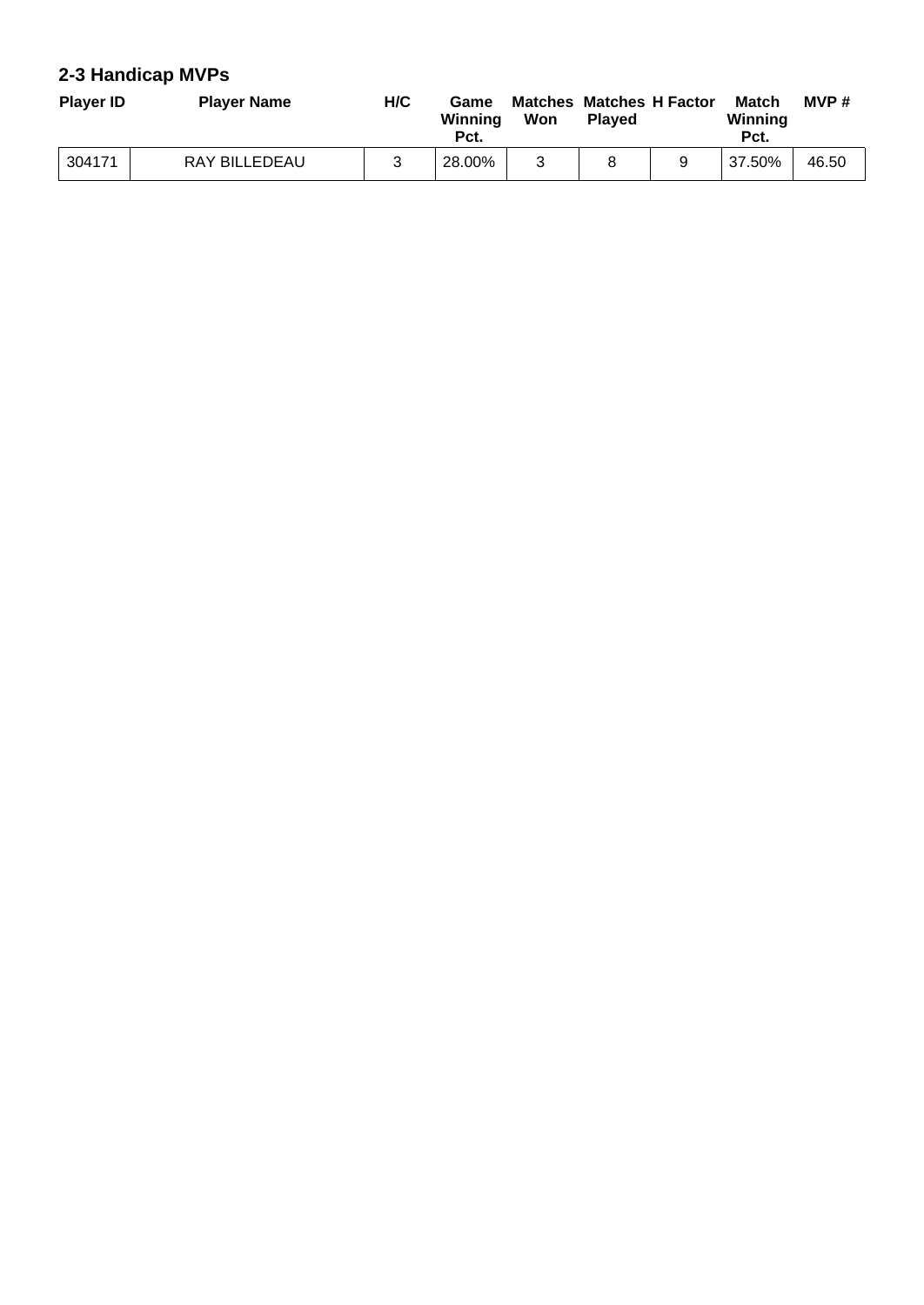## 2-3 Handicap MVPs

| Player ID | Player Name | H/C | Game Winning Pct. | Matches Won | Matches Played | H Factor | Match Winning Pct. | MVP # |
|---|---|---|---|---|---|---|---|---|
| 304171 | RAY BILLEDEAU | 3 | 28.00% | 3 | 8 | 9 | 37.50% | 46.50 |